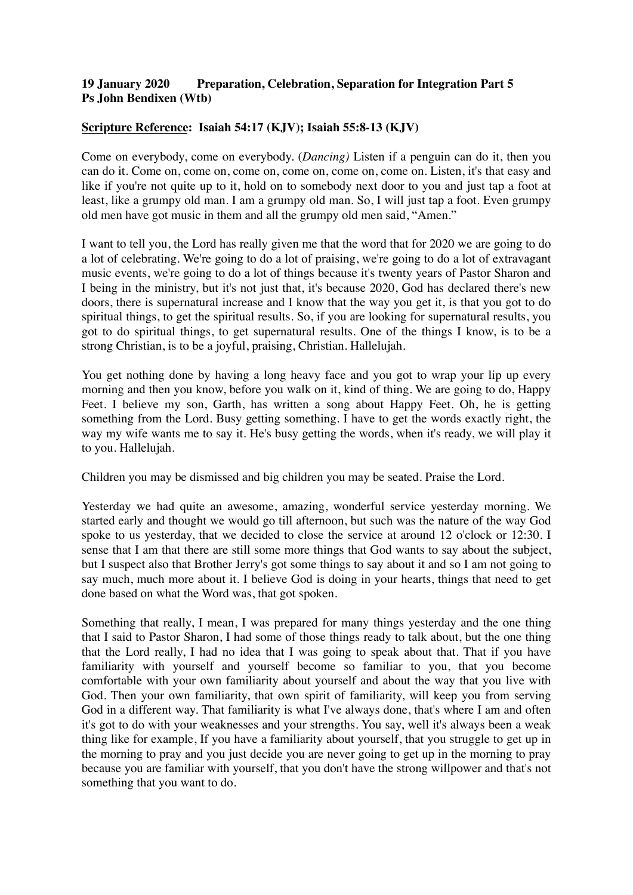**19 January 2020 Preparation, Celebration, Separation for Integration Part 5**
**Ps John Bendixen (Wtb)**

**<u>Scripture Reference</u>: Isaiah 54:17 (KJV); Isaiah 55:8-13 (KJV)**

Come on everybody, come on everybody. (*Dancing)* Listen if a penguin can do it, then you can do it. Come on, come on, come on, come on, come on, come on. Listen, it's that easy and like if you're not quite up to it, hold on to somebody next door to you and just tap a foot at least, like a grumpy old man. I am a grumpy old man. So, I will just tap a foot. Even grumpy old men have got music in them and all the grumpy old men said, "Amen."

I want to tell you, the Lord has really given me that the word that for 2020 we are going to do a lot of celebrating. We're going to do a lot of praising, we're going to do a lot of extravagant music events, we're going to do a lot of things because it's twenty years of Pastor Sharon and I being in the ministry, but it's not just that, it's because 2020, God has declared there's new doors, there is supernatural increase and I know that the way you get it, is that you got to do spiritual things, to get the spiritual results. So, if you are looking for supernatural results, you got to do spiritual things, to get supernatural results. One of the things I know, is to be a strong Christian, is to be a joyful, praising, Christian. Hallelujah.

You get nothing done by having a long heavy face and you got to wrap your lip up every morning and then you know, before you walk on it, kind of thing. We are going to do, Happy Feet. I believe my son, Garth, has written a song about Happy Feet. Oh, he is getting something from the Lord. Busy getting something. I have to get the words exactly right, the way my wife wants me to say it. He's busy getting the words, when it's ready, we will play it to you. Hallelujah.

Children you may be dismissed and big children you may be seated. Praise the Lord.

Yesterday we had quite an awesome, amazing, wonderful service yesterday morning. We started early and thought we would go till afternoon, but such was the nature of the way God spoke to us yesterday, that we decided to close the service at around 12 o'clock or 12:30. I sense that I am that there are still some more things that God wants to say about the subject, but I suspect also that Brother Jerry's got some things to say about it and so I am not going to say much, much more about it. I believe God is doing in your hearts, things that need to get done based on what the Word was, that got spoken.

Something that really, I mean, I was prepared for many things yesterday and the one thing that I said to Pastor Sharon, I had some of those things ready to talk about, but the one thing that the Lord really, I had no idea that I was going to speak about that. That if you have familiarity with yourself and yourself become so familiar to you, that you become comfortable with your own familiarity about yourself and about the way that you live with God. Then your own familiarity, that own spirit of familiarity, will keep you from serving God in a different way. That familiarity is what I've always done, that's where I am and often it's got to do with your weaknesses and your strengths. You say, well it's always been a weak thing like for example, If you have a familiarity about yourself, that you struggle to get up in the morning to pray and you just decide you are never going to get up in the morning to pray because you are familiar with yourself, that you don't have the strong willpower and that's not something that you want to do.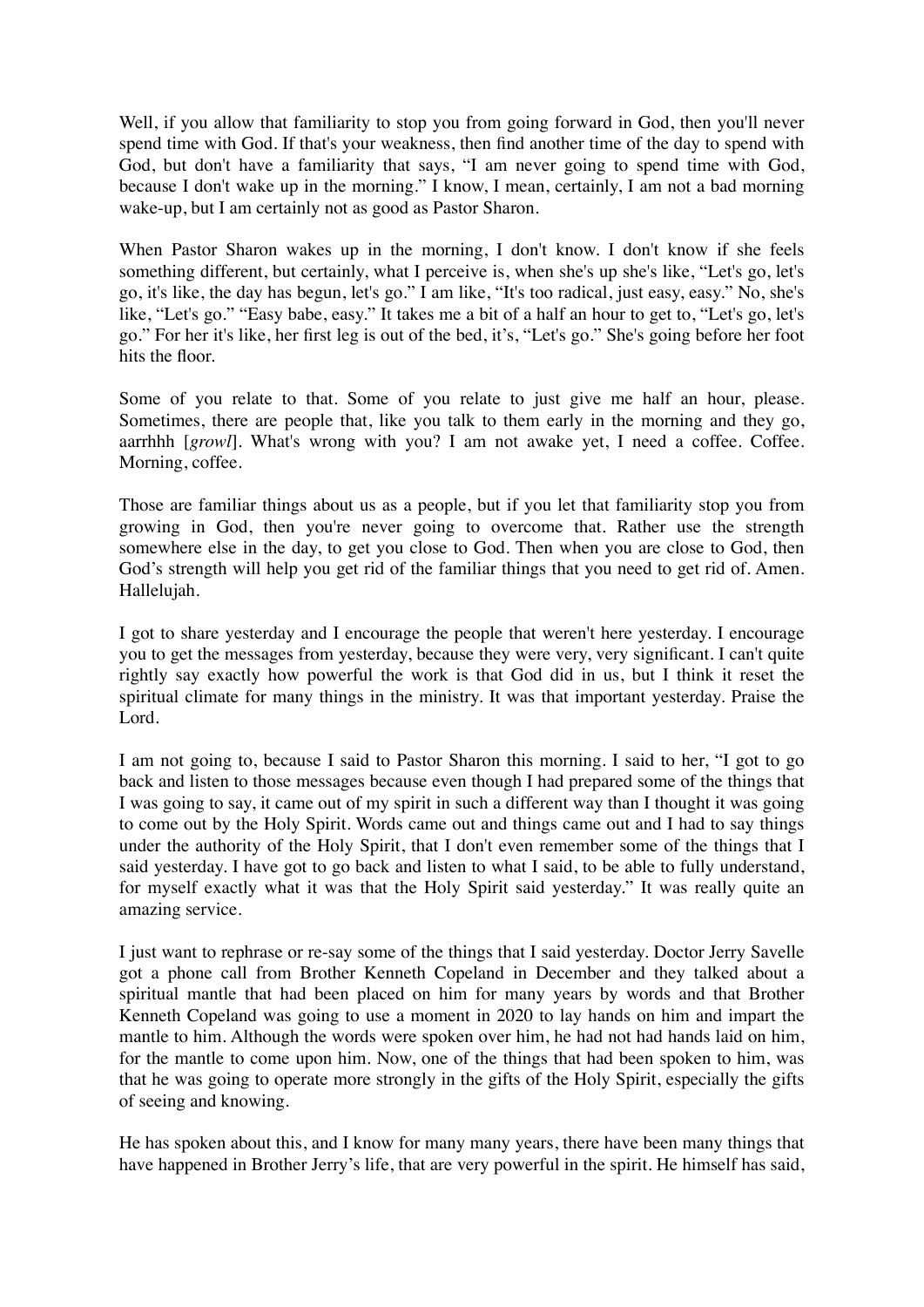Well, if you allow that familiarity to stop you from going forward in God, then you'll never spend time with God. If that's your weakness, then find another time of the day to spend with God, but don't have a familiarity that says, "I am never going to spend time with God, because I don't wake up in the morning." I know, I mean, certainly, I am not a bad morning wake-up, but I am certainly not as good as Pastor Sharon.

When Pastor Sharon wakes up in the morning, I don't know. I don't know if she feels something different, but certainly, what I perceive is, when she's up she's like, "Let's go, let's go, it's like, the day has begun, let's go." I am like, "It's too radical, just easy, easy." No, she's like, "Let's go." "Easy babe, easy." It takes me a bit of a half an hour to get to, "Let's go, let's go." For her it's like, her first leg is out of the bed, it's, "Let's go." She's going before her foot hits the floor.

Some of you relate to that. Some of you relate to just give me half an hour, please. Sometimes, there are people that, like you talk to them early in the morning and they go, aarrhhh [*growl*]. What's wrong with you? I am not awake yet, I need a coffee. Coffee. Morning, coffee.

Those are familiar things about us as a people, but if you let that familiarity stop you from growing in God, then you're never going to overcome that. Rather use the strength somewhere else in the day, to get you close to God. Then when you are close to God, then God's strength will help you get rid of the familiar things that you need to get rid of. Amen. Hallelujah.

I got to share yesterday and I encourage the people that weren't here yesterday. I encourage you to get the messages from yesterday, because they were very, very significant. I can't quite rightly say exactly how powerful the work is that God did in us, but I think it reset the spiritual climate for many things in the ministry. It was that important yesterday. Praise the Lord.

I am not going to, because I said to Pastor Sharon this morning. I said to her, "I got to go back and listen to those messages because even though I had prepared some of the things that I was going to say, it came out of my spirit in such a different way than I thought it was going to come out by the Holy Spirit. Words came out and things came out and I had to say things under the authority of the Holy Spirit, that I don't even remember some of the things that I said yesterday. I have got to go back and listen to what I said, to be able to fully understand, for myself exactly what it was that the Holy Spirit said yesterday." It was really quite an amazing service.

I just want to rephrase or re-say some of the things that I said yesterday. Doctor Jerry Savelle got a phone call from Brother Kenneth Copeland in December and they talked about a spiritual mantle that had been placed on him for many years by words and that Brother Kenneth Copeland was going to use a moment in 2020 to lay hands on him and impart the mantle to him. Although the words were spoken over him, he had not had hands laid on him, for the mantle to come upon him. Now, one of the things that had been spoken to him, was that he was going to operate more strongly in the gifts of the Holy Spirit, especially the gifts of seeing and knowing.

He has spoken about this, and I know for many many years, there have been many things that have happened in Brother Jerry's life, that are very powerful in the spirit. He himself has said,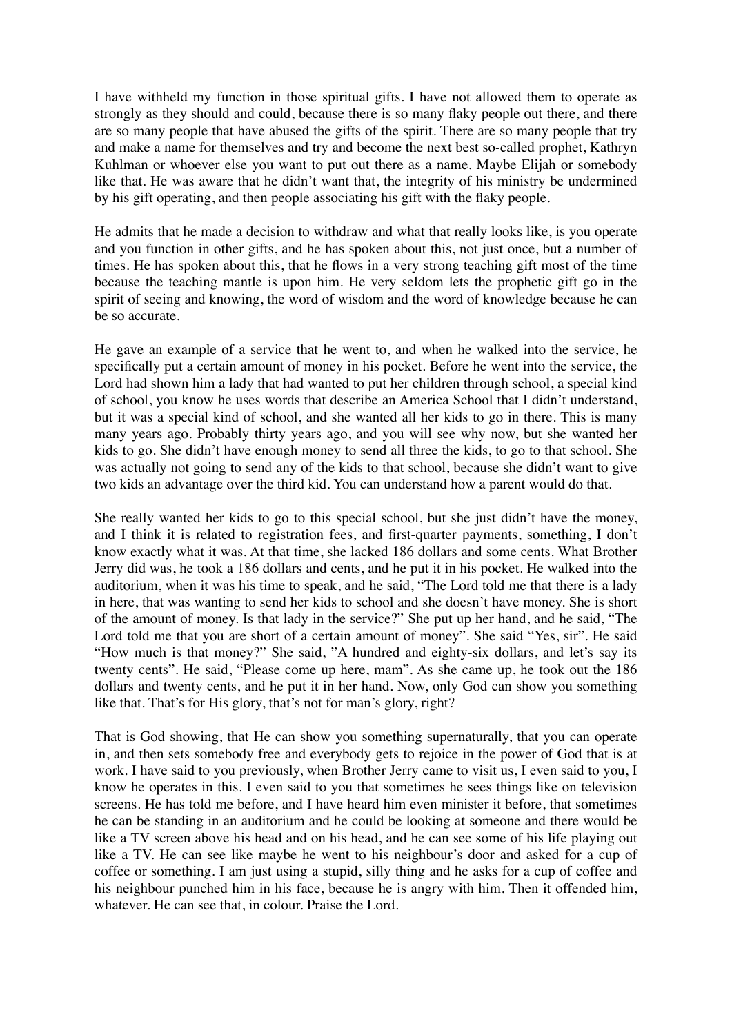I have withheld my function in those spiritual gifts. I have not allowed them to operate as strongly as they should and could, because there is so many flaky people out there, and there are so many people that have abused the gifts of the spirit. There are so many people that try and make a name for themselves and try and become the next best so-called prophet, Kathryn Kuhlman or whoever else you want to put out there as a name. Maybe Elijah or somebody like that. He was aware that he didn't want that, the integrity of his ministry be undermined by his gift operating, and then people associating his gift with the flaky people.

He admits that he made a decision to withdraw and what that really looks like, is you operate and you function in other gifts, and he has spoken about this, not just once, but a number of times. He has spoken about this, that he flows in a very strong teaching gift most of the time because the teaching mantle is upon him. He very seldom lets the prophetic gift go in the spirit of seeing and knowing, the word of wisdom and the word of knowledge because he can be so accurate.

He gave an example of a service that he went to, and when he walked into the service, he specifically put a certain amount of money in his pocket. Before he went into the service, the Lord had shown him a lady that had wanted to put her children through school, a special kind of school, you know he uses words that describe an America School that I didn't understand, but it was a special kind of school, and she wanted all her kids to go in there. This is many many years ago. Probably thirty years ago, and you will see why now, but she wanted her kids to go. She didn't have enough money to send all three the kids, to go to that school. She was actually not going to send any of the kids to that school, because she didn't want to give two kids an advantage over the third kid. You can understand how a parent would do that.

She really wanted her kids to go to this special school, but she just didn't have the money, and I think it is related to registration fees, and first-quarter payments, something, I don't know exactly what it was. At that time, she lacked 186 dollars and some cents. What Brother Jerry did was, he took a 186 dollars and cents, and he put it in his pocket. He walked into the auditorium, when it was his time to speak, and he said, "The Lord told me that there is a lady in here, that was wanting to send her kids to school and she doesn't have money. She is short of the amount of money. Is that lady in the service?" She put up her hand, and he said, "The Lord told me that you are short of a certain amount of money". She said "Yes, sir". He said "How much is that money?" She said, "A hundred and eighty-six dollars, and let's say its twenty cents". He said, "Please come up here, mam". As she came up, he took out the 186 dollars and twenty cents, and he put it in her hand. Now, only God can show you something like that. That's for His glory, that's not for man's glory, right?

That is God showing, that He can show you something supernaturally, that you can operate in, and then sets somebody free and everybody gets to rejoice in the power of God that is at work. I have said to you previously, when Brother Jerry came to visit us, I even said to you, I know he operates in this. I even said to you that sometimes he sees things like on television screens. He has told me before, and I have heard him even minister it before, that sometimes he can be standing in an auditorium and he could be looking at someone and there would be like a TV screen above his head and on his head, and he can see some of his life playing out like a TV. He can see like maybe he went to his neighbour's door and asked for a cup of coffee or something. I am just using a stupid, silly thing and he asks for a cup of coffee and his neighbour punched him in his face, because he is angry with him. Then it offended him, whatever. He can see that, in colour. Praise the Lord.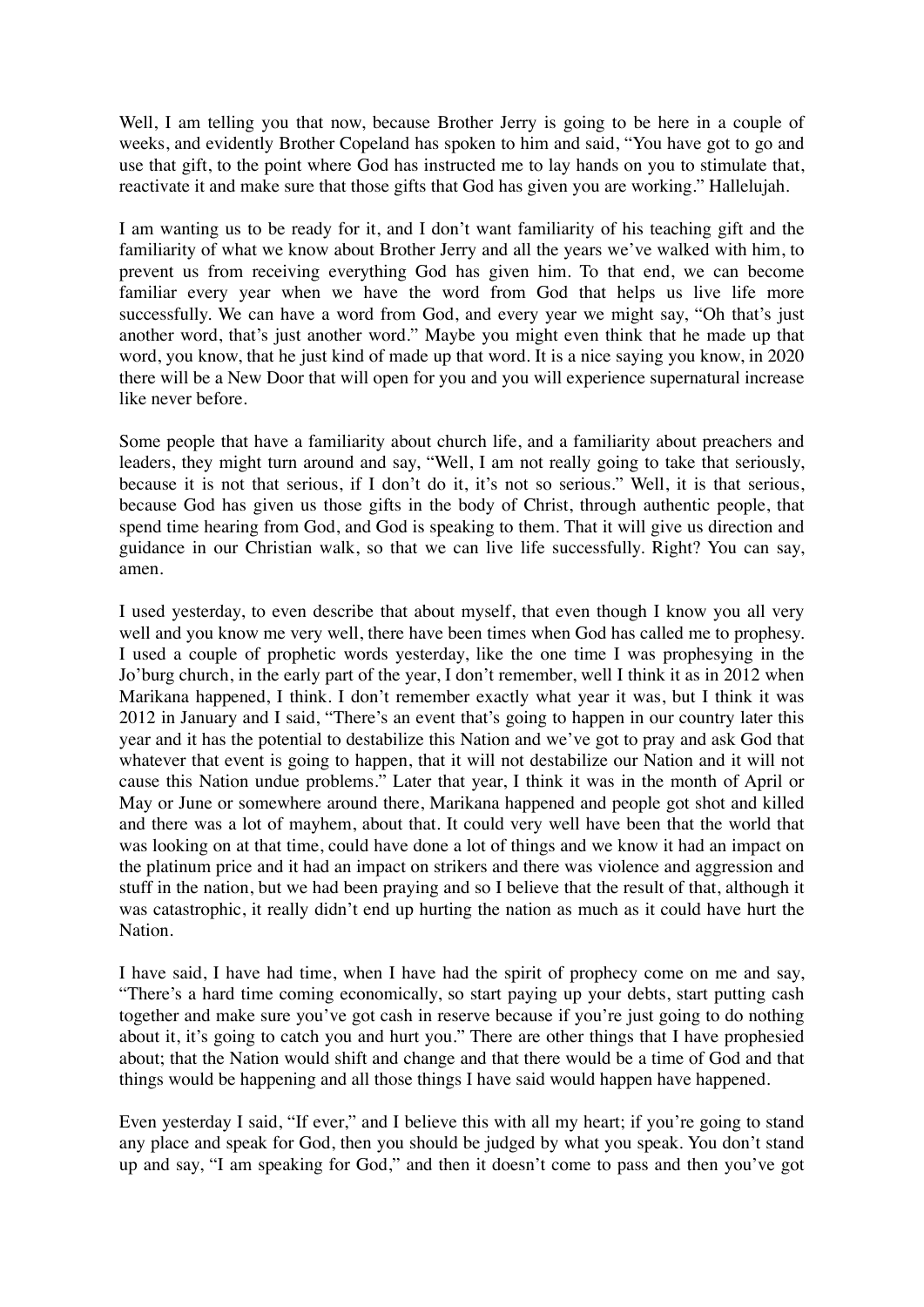Well, I am telling you that now, because Brother Jerry is going to be here in a couple of weeks, and evidently Brother Copeland has spoken to him and said, "You have got to go and use that gift, to the point where God has instructed me to lay hands on you to stimulate that, reactivate it and make sure that those gifts that God has given you are working." Hallelujah.

I am wanting us to be ready for it, and I don't want familiarity of his teaching gift and the familiarity of what we know about Brother Jerry and all the years we've walked with him, to prevent us from receiving everything God has given him. To that end, we can become familiar every year when we have the word from God that helps us live life more successfully. We can have a word from God, and every year we might say, "Oh that's just another word, that's just another word." Maybe you might even think that he made up that word, you know, that he just kind of made up that word. It is a nice saying you know, in 2020 there will be a New Door that will open for you and you will experience supernatural increase like never before.

Some people that have a familiarity about church life, and a familiarity about preachers and leaders, they might turn around and say, "Well, I am not really going to take that seriously, because it is not that serious, if I don't do it, it's not so serious." Well, it is that serious, because God has given us those gifts in the body of Christ, through authentic people, that spend time hearing from God, and God is speaking to them. That it will give us direction and guidance in our Christian walk, so that we can live life successfully. Right? You can say, amen.

I used yesterday, to even describe that about myself, that even though I know you all very well and you know me very well, there have been times when God has called me to prophesy. I used a couple of prophetic words yesterday, like the one time I was prophesying in the Jo'burg church, in the early part of the year, I don't remember, well I think it as in 2012 when Marikana happened, I think. I don't remember exactly what year it was, but I think it was 2012 in January and I said, "There's an event that's going to happen in our country later this year and it has the potential to destabilize this Nation and we've got to pray and ask God that whatever that event is going to happen, that it will not destabilize our Nation and it will not cause this Nation undue problems." Later that year, I think it was in the month of April or May or June or somewhere around there, Marikana happened and people got shot and killed and there was a lot of mayhem, about that. It could very well have been that the world that was looking on at that time, could have done a lot of things and we know it had an impact on the platinum price and it had an impact on strikers and there was violence and aggression and stuff in the nation, but we had been praying and so I believe that the result of that, although it was catastrophic, it really didn't end up hurting the nation as much as it could have hurt the Nation.

I have said, I have had time, when I have had the spirit of prophecy come on me and say, "There's a hard time coming economically, so start paying up your debts, start putting cash together and make sure you've got cash in reserve because if you're just going to do nothing about it, it's going to catch you and hurt you." There are other things that I have prophesied about; that the Nation would shift and change and that there would be a time of God and that things would be happening and all those things I have said would happen have happened.

Even yesterday I said, "If ever," and I believe this with all my heart; if you're going to stand any place and speak for God, then you should be judged by what you speak. You don't stand up and say, "I am speaking for God," and then it doesn't come to pass and then you've got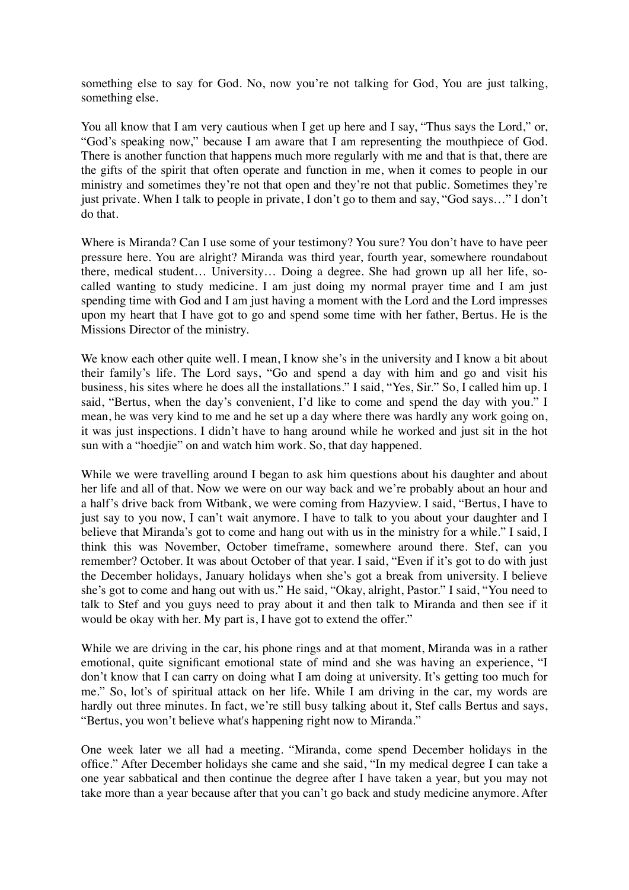something else to say for God. No, now you're not talking for God, You are just talking, something else.

You all know that I am very cautious when I get up here and I say, "Thus says the Lord," or, "God's speaking now," because I am aware that I am representing the mouthpiece of God. There is another function that happens much more regularly with me and that is that, there are the gifts of the spirit that often operate and function in me, when it comes to people in our ministry and sometimes they're not that open and they're not that public. Sometimes they're just private. When I talk to people in private, I don't go to them and say, "God says…" I don't do that.

Where is Miranda? Can I use some of your testimony? You sure? You don't have to have peer pressure here. You are alright? Miranda was third year, fourth year, somewhere roundabout there, medical student… University… Doing a degree. She had grown up all her life, so-called wanting to study medicine. I am just doing my normal prayer time and I am just spending time with God and I am just having a moment with the Lord and the Lord impresses upon my heart that I have got to go and spend some time with her father, Bertus. He is the Missions Director of the ministry.

We know each other quite well. I mean, I know she's in the university and I know a bit about their family's life. The Lord says, "Go and spend a day with him and go and visit his business, his sites where he does all the installations." I said, "Yes, Sir." So, I called him up. I said, "Bertus, when the day's convenient, I'd like to come and spend the day with you." I mean, he was very kind to me and he set up a day where there was hardly any work going on, it was just inspections. I didn't have to hang around while he worked and just sit in the hot sun with a "hoedjie" on and watch him work. So, that day happened.

While we were travelling around I began to ask him questions about his daughter and about her life and all of that. Now we were on our way back and we're probably about an hour and a half's drive back from Witbank, we were coming from Hazyview. I said, "Bertus, I have to just say to you now, I can't wait anymore. I have to talk to you about your daughter and I believe that Miranda's got to come and hang out with us in the ministry for a while." I said, I think this was November, October timeframe, somewhere around there. Stef, can you remember? October. It was about October of that year. I said, "Even if it's got to do with just the December holidays, January holidays when she's got a break from university. I believe she's got to come and hang out with us." He said, "Okay, alright, Pastor." I said, "You need to talk to Stef and you guys need to pray about it and then talk to Miranda and then see if it would be okay with her. My part is, I have got to extend the offer."

While we are driving in the car, his phone rings and at that moment, Miranda was in a rather emotional, quite significant emotional state of mind and she was having an experience, "I don't know that I can carry on doing what I am doing at university. It's getting too much for me." So, lot's of spiritual attack on her life. While I am driving in the car, my words are hardly out three minutes. In fact, we're still busy talking about it, Stef calls Bertus and says, "Bertus, you won't believe what's happening right now to Miranda."

One week later we all had a meeting. "Miranda, come spend December holidays in the office." After December holidays she came and she said, "In my medical degree I can take a one year sabbatical and then continue the degree after I have taken a year, but you may not take more than a year because after that you can't go back and study medicine anymore. After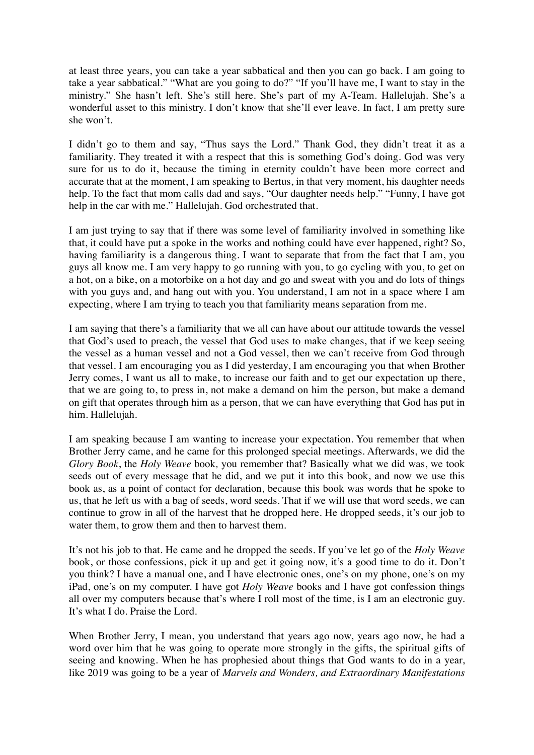at least three years, you can take a year sabbatical and then you can go back. I am going to take a year sabbatical." "What are you going to do?" "If you'll have me, I want to stay in the ministry." She hasn't left. She's still here. She's part of my A-Team. Hallelujah. She's a wonderful asset to this ministry. I don't know that she'll ever leave. In fact, I am pretty sure she won't.

I didn't go to them and say, "Thus says the Lord." Thank God, they didn't treat it as a familiarity. They treated it with a respect that this is something God's doing. God was very sure for us to do it, because the timing in eternity couldn't have been more correct and accurate that at the moment, I am speaking to Bertus, in that very moment, his daughter needs help. To the fact that mom calls dad and says, "Our daughter needs help." "Funny, I have got help in the car with me." Hallelujah. God orchestrated that.

I am just trying to say that if there was some level of familiarity involved in something like that, it could have put a spoke in the works and nothing could have ever happened, right? So, having familiarity is a dangerous thing. I want to separate that from the fact that I am, you guys all know me. I am very happy to go running with you, to go cycling with you, to get on a hot, on a bike, on a motorbike on a hot day and go and sweat with you and do lots of things with you guys and, and hang out with you. You understand, I am not in a space where I am expecting, where I am trying to teach you that familiarity means separation from me.

I am saying that there's a familiarity that we all can have about our attitude towards the vessel that God's used to preach, the vessel that God uses to make changes, that if we keep seeing the vessel as a human vessel and not a God vessel, then we can't receive from God through that vessel. I am encouraging you as I did yesterday, I am encouraging you that when Brother Jerry comes, I want us all to make, to increase our faith and to get our expectation up there, that we are going to, to press in, not make a demand on him the person, but make a demand on gift that operates through him as a person, that we can have everything that God has put in him. Hallelujah.

I am speaking because I am wanting to increase your expectation. You remember that when Brother Jerry came, and he came for this prolonged special meetings. Afterwards, we did the *Glory Book*, the *Holy Weave* book*,* you remember that? Basically what we did was, we took seeds out of every message that he did, and we put it into this book, and now we use this book as, as a point of contact for declaration, because this book was words that he spoke to us, that he left us with a bag of seeds, word seeds. That if we will use that word seeds, we can continue to grow in all of the harvest that he dropped here. He dropped seeds, it's our job to water them, to grow them and then to harvest them.

It's not his job to that. He came and he dropped the seeds. If you've let go of the *Holy Weave* book, or those confessions, pick it up and get it going now, it's a good time to do it. Don't you think? I have a manual one, and I have electronic ones, one's on my phone, one's on my iPad, one's on my computer. I have got *Holy Weave* books and I have got confession things all over my computers because that's where I roll most of the time, is I am an electronic guy. It's what I do. Praise the Lord.

When Brother Jerry, I mean, you understand that years ago now, years ago now, he had a word over him that he was going to operate more strongly in the gifts, the spiritual gifts of seeing and knowing. When he has prophesied about things that God wants to do in a year, like 2019 was going to be a year of *Marvels and Wonders, and Extraordinary Manifestations*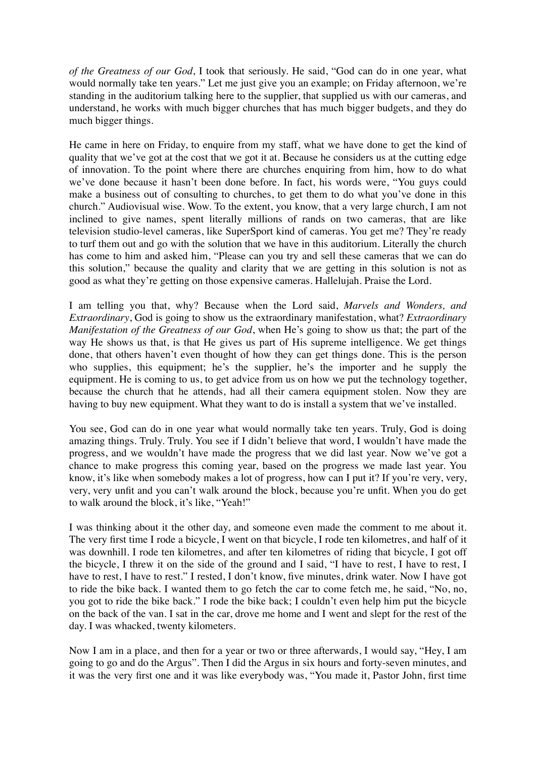*of the Greatness of our God*, I took that seriously. He said, "God can do in one year, what would normally take ten years." Let me just give you an example; on Friday afternoon, we're standing in the auditorium talking here to the supplier, that supplied us with our cameras, and understand, he works with much bigger churches that has much bigger budgets, and they do much bigger things.

He came in here on Friday, to enquire from my staff, what we have done to get the kind of quality that we've got at the cost that we got it at. Because he considers us at the cutting edge of innovation. To the point where there are churches enquiring from him, how to do what we've done because it hasn't been done before. In fact, his words were, "You guys could make a business out of consulting to churches, to get them to do what you've done in this church." Audiovisual wise. Wow. To the extent, you know, that a very large church, I am not inclined to give names, spent literally millions of rands on two cameras, that are like television studio-level cameras, like SuperSport kind of cameras. You get me? They're ready to turf them out and go with the solution that we have in this auditorium. Literally the church has come to him and asked him, "Please can you try and sell these cameras that we can do this solution," because the quality and clarity that we are getting in this solution is not as good as what they're getting on those expensive cameras. Hallelujah. Praise the Lord.

I am telling you that, why? Because when the Lord said, *Marvels and Wonders, and Extraordinary*, God is going to show us the extraordinary manifestation, what? *Extraordinary Manifestation of the Greatness of our God*, when He's going to show us that; the part of the way He shows us that, is that He gives us part of His supreme intelligence. We get things done, that others haven't even thought of how they can get things done. This is the person who supplies, this equipment; he's the supplier, he's the importer and he supply the equipment. He is coming to us, to get advice from us on how we put the technology together, because the church that he attends, had all their camera equipment stolen. Now they are having to buy new equipment. What they want to do is install a system that we've installed.

You see, God can do in one year what would normally take ten years. Truly, God is doing amazing things. Truly. Truly. You see if I didn't believe that word, I wouldn't have made the progress, and we wouldn't have made the progress that we did last year. Now we've got a chance to make progress this coming year, based on the progress we made last year. You know, it's like when somebody makes a lot of progress, how can I put it? If you're very, very, very, very unfit and you can't walk around the block, because you're unfit. When you do get to walk around the block, it's like, "Yeah!"

I was thinking about it the other day, and someone even made the comment to me about it. The very first time I rode a bicycle, I went on that bicycle, I rode ten kilometres, and half of it was downhill. I rode ten kilometres, and after ten kilometres of riding that bicycle, I got off the bicycle, I threw it on the side of the ground and I said, "I have to rest, I have to rest, I have to rest, I have to rest." I rested, I don't know, five minutes, drink water. Now I have got to ride the bike back. I wanted them to go fetch the car to come fetch me, he said, "No, no, you got to ride the bike back." I rode the bike back; I couldn't even help him put the bicycle on the back of the van. I sat in the car, drove me home and I went and slept for the rest of the day. I was whacked, twenty kilometers.

Now I am in a place, and then for a year or two or three afterwards, I would say, "Hey, I am going to go and do the Argus". Then I did the Argus in six hours and forty-seven minutes, and it was the very first one and it was like everybody was, "You made it, Pastor John, first time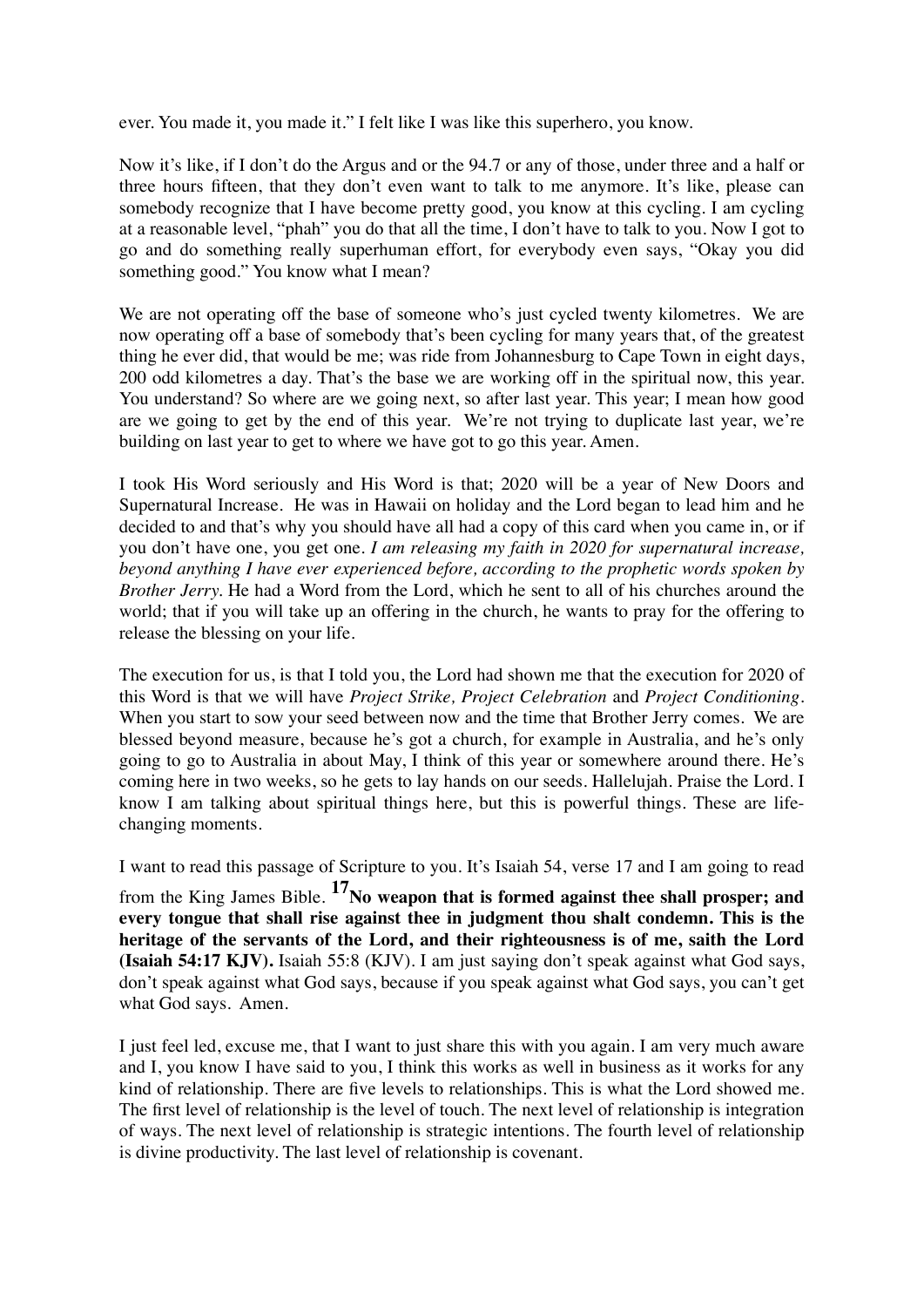ever. You made it, you made it." I felt like I was like this superhero, you know.

Now it's like, if I don't do the Argus and or the 94.7 or any of those, under three and a half or three hours fifteen, that they don't even want to talk to me anymore. It's like, please can somebody recognize that I have become pretty good, you know at this cycling. I am cycling at a reasonable level, "phah" you do that all the time, I don't have to talk to you. Now I got to go and do something really superhuman effort, for everybody even says, "Okay you did something good." You know what I mean?

We are not operating off the base of someone who's just cycled twenty kilometres. We are now operating off a base of somebody that's been cycling for many years that, of the greatest thing he ever did, that would be me; was ride from Johannesburg to Cape Town in eight days, 200 odd kilometres a day. That's the base we are working off in the spiritual now, this year. You understand? So where are we going next, so after last year. This year; I mean how good are we going to get by the end of this year. We're not trying to duplicate last year, we're building on last year to get to where we have got to go this year. Amen.

I took His Word seriously and His Word is that; 2020 will be a year of New Doors and Supernatural Increase. He was in Hawaii on holiday and the Lord began to lead him and he decided to and that's why you should have all had a copy of this card when you came in, or if you don't have one, you get one. *I am releasing my faith in 2020 for supernatural increase, beyond anything I have ever experienced before, according to the prophetic words spoken by Brother Jerry.* He had a Word from the Lord, which he sent to all of his churches around the world; that if you will take up an offering in the church, he wants to pray for the offering to release the blessing on your life.

The execution for us, is that I told you, the Lord had shown me that the execution for 2020 of this Word is that we will have *Project Strike, Project Celebration* and *Project Conditioning*. When you start to sow your seed between now and the time that Brother Jerry comes. We are blessed beyond measure, because he's got a church, for example in Australia, and he's only going to go to Australia in about May, I think of this year or somewhere around there. He's coming here in two weeks, so he gets to lay hands on our seeds. Hallelujah. Praise the Lord. I know I am talking about spiritual things here, but this is powerful things. These are life-changing moments.

I want to read this passage of Scripture to you. It's Isaiah 54, verse 17 and I am going to read from the King James Bible. **17 No weapon that is formed against thee shall prosper; and every tongue that shall rise against thee in judgment thou shalt condemn. This is the heritage of the servants of the Lord, and their righteousness is of me, saith the Lord (Isaiah 54:17 KJV).** Isaiah 55:8 (KJV). I am just saying don't speak against what God says, don't speak against what God says, because if you speak against what God says, you can't get what God says. Amen.

I just feel led, excuse me, that I want to just share this with you again. I am very much aware and I, you know I have said to you, I think this works as well in business as it works for any kind of relationship. There are five levels to relationships. This is what the Lord showed me. The first level of relationship is the level of touch. The next level of relationship is integration of ways. The next level of relationship is strategic intentions. The fourth level of relationship is divine productivity. The last level of relationship is covenant.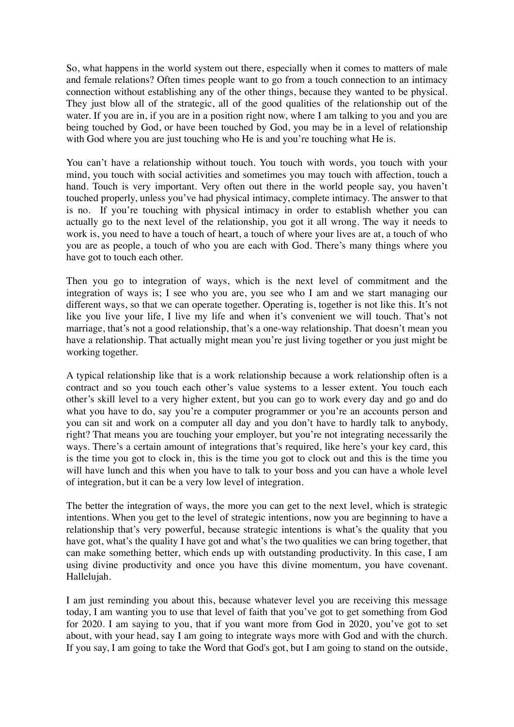So, what happens in the world system out there, especially when it comes to matters of male and female relations? Often times people want to go from a touch connection to an intimacy connection without establishing any of the other things, because they wanted to be physical. They just blow all of the strategic, all of the good qualities of the relationship out of the water. If you are in, if you are in a position right now, where I am talking to you and you are being touched by God, or have been touched by God, you may be in a level of relationship with God where you are just touching who He is and you're touching what He is.

You can't have a relationship without touch. You touch with words, you touch with your mind, you touch with social activities and sometimes you may touch with affection, touch a hand. Touch is very important. Very often out there in the world people say, you haven't touched properly, unless you've had physical intimacy, complete intimacy. The answer to that is no. If you're touching with physical intimacy in order to establish whether you can actually go to the next level of the relationship, you got it all wrong. The way it needs to work is, you need to have a touch of heart, a touch of where your lives are at, a touch of who you are as people, a touch of who you are each with God. There's many things where you have got to touch each other.

Then you go to integration of ways, which is the next level of commitment and the integration of ways is; I see who you are, you see who I am and we start managing our different ways, so that we can operate together. Operating is, together is not like this. It's not like you live your life, I live my life and when it's convenient we will touch. That's not marriage, that's not a good relationship, that's a one-way relationship. That doesn't mean you have a relationship. That actually might mean you're just living together or you just might be working together.

A typical relationship like that is a work relationship because a work relationship often is a contract and so you touch each other's value systems to a lesser extent. You touch each other's skill level to a very higher extent, but you can go to work every day and go and do what you have to do, say you're a computer programmer or you're an accounts person and you can sit and work on a computer all day and you don't have to hardly talk to anybody, right? That means you are touching your employer, but you're not integrating necessarily the ways. There's a certain amount of integrations that's required, like here's your key card, this is the time you got to clock in, this is the time you got to clock out and this is the time you will have lunch and this when you have to talk to your boss and you can have a whole level of integration, but it can be a very low level of integration.

The better the integration of ways, the more you can get to the next level, which is strategic intentions. When you get to the level of strategic intentions, now you are beginning to have a relationship that's very powerful, because strategic intentions is what's the quality that you have got, what's the quality I have got and what's the two qualities we can bring together, that can make something better, which ends up with outstanding productivity. In this case, I am using divine productivity and once you have this divine momentum, you have covenant. Hallelujah.

I am just reminding you about this, because whatever level you are receiving this message today, I am wanting you to use that level of faith that you've got to get something from God for 2020. I am saying to you, that if you want more from God in 2020, you've got to set about, with your head, say I am going to integrate ways more with God and with the church. If you say, I am going to take the Word that God's got, but I am going to stand on the outside,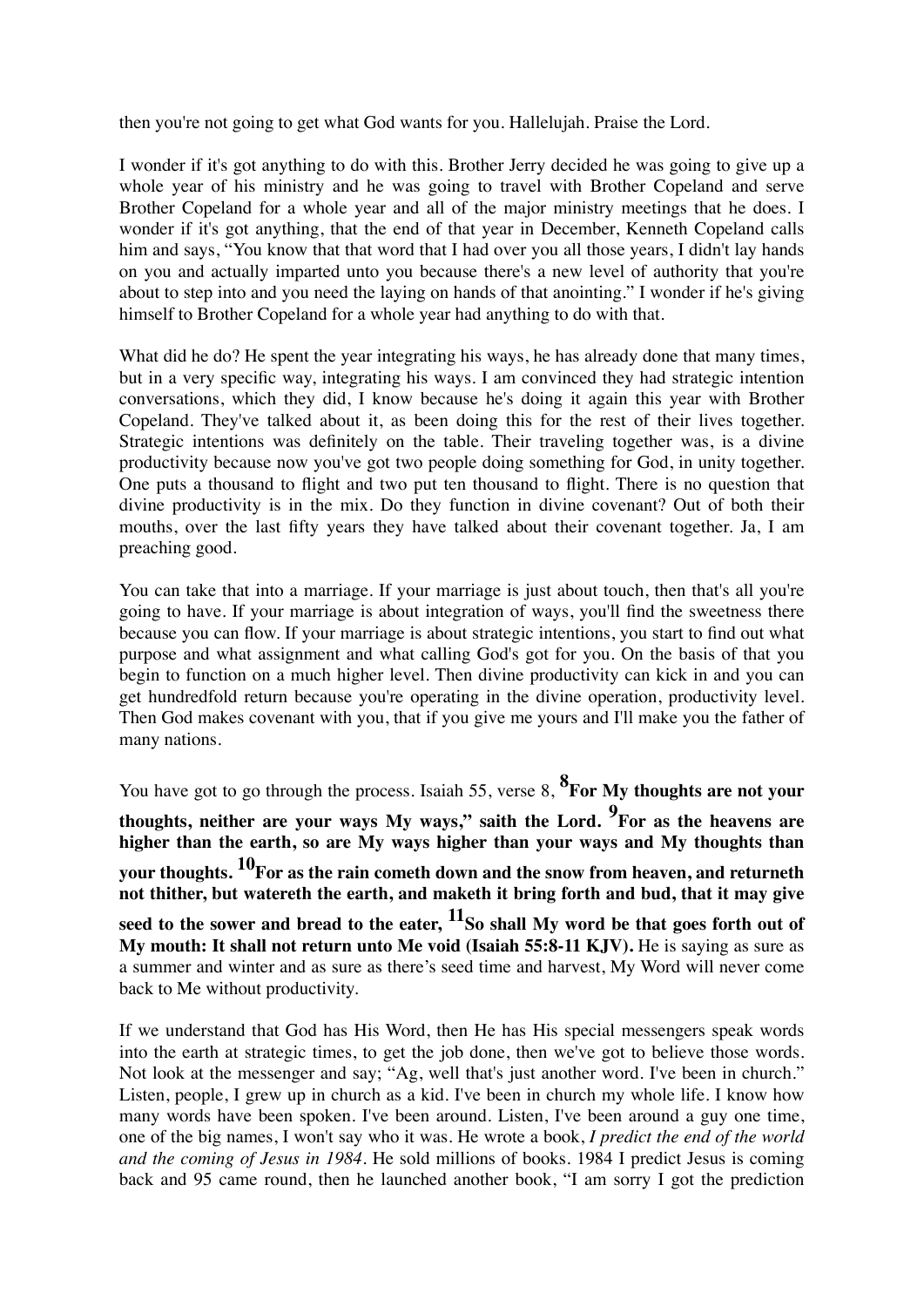then you're not going to get what God wants for you. Hallelujah. Praise the Lord.

I wonder if it's got anything to do with this. Brother Jerry decided he was going to give up a whole year of his ministry and he was going to travel with Brother Copeland and serve Brother Copeland for a whole year and all of the major ministry meetings that he does. I wonder if it's got anything, that the end of that year in December, Kenneth Copeland calls him and says, "You know that that word that I had over you all those years, I didn't lay hands on you and actually imparted unto you because there's a new level of authority that you're about to step into and you need the laying on hands of that anointing." I wonder if he's giving himself to Brother Copeland for a whole year had anything to do with that.

What did he do? He spent the year integrating his ways, he has already done that many times, but in a very specific way, integrating his ways. I am convinced they had strategic intention conversations, which they did, I know because he's doing it again this year with Brother Copeland. They've talked about it, as been doing this for the rest of their lives together. Strategic intentions was definitely on the table. Their traveling together was, is a divine productivity because now you've got two people doing something for God, in unity together. One puts a thousand to flight and two put ten thousand to flight. There is no question that divine productivity is in the mix. Do they function in divine covenant? Out of both their mouths, over the last fifty years they have talked about their covenant together. Ja, I am preaching good.

You can take that into a marriage. If your marriage is just about touch, then that's all you're going to have. If your marriage is about integration of ways, you'll find the sweetness there because you can flow. If your marriage is about strategic intentions, you start to find out what purpose and what assignment and what calling God's got for you. On the basis of that you begin to function on a much higher level. Then divine productivity can kick in and you can get hundredfold return because you're operating in the divine operation, productivity level. Then God makes covenant with you, that if you give me yours and I'll make you the father of many nations.

You have got to go through the process. Isaiah 55, verse 8, **8For My thoughts are not your thoughts, neither are your ways My ways," saith the Lord. 9For as the heavens are higher than the earth, so are My ways higher than your ways and My thoughts than your thoughts. 10For as the rain cometh down and the snow from heaven, and returneth not thither, but watereth the earth, and maketh it bring forth and bud, that it may give seed to the sower and bread to the eater, 11So shall My word be that goes forth out of My mouth: It shall not return unto Me void (Isaiah 55:8-11 KJV).** He is saying as sure as a summer and winter and as sure as there's seed time and harvest, My Word will never come back to Me without productivity.

If we understand that God has His Word, then He has His special messengers speak words into the earth at strategic times, to get the job done, then we've got to believe those words. Not look at the messenger and say; "Ag, well that's just another word. I've been in church." Listen, people, I grew up in church as a kid. I've been in church my whole life. I know how many words have been spoken. I've been around. Listen, I've been around a guy one time, one of the big names, I won't say who it was. He wrote a book, *I predict the end of the world and the coming of Jesus in 1984*. He sold millions of books. 1984 I predict Jesus is coming back and 95 came round, then he launched another book, "I am sorry I got the prediction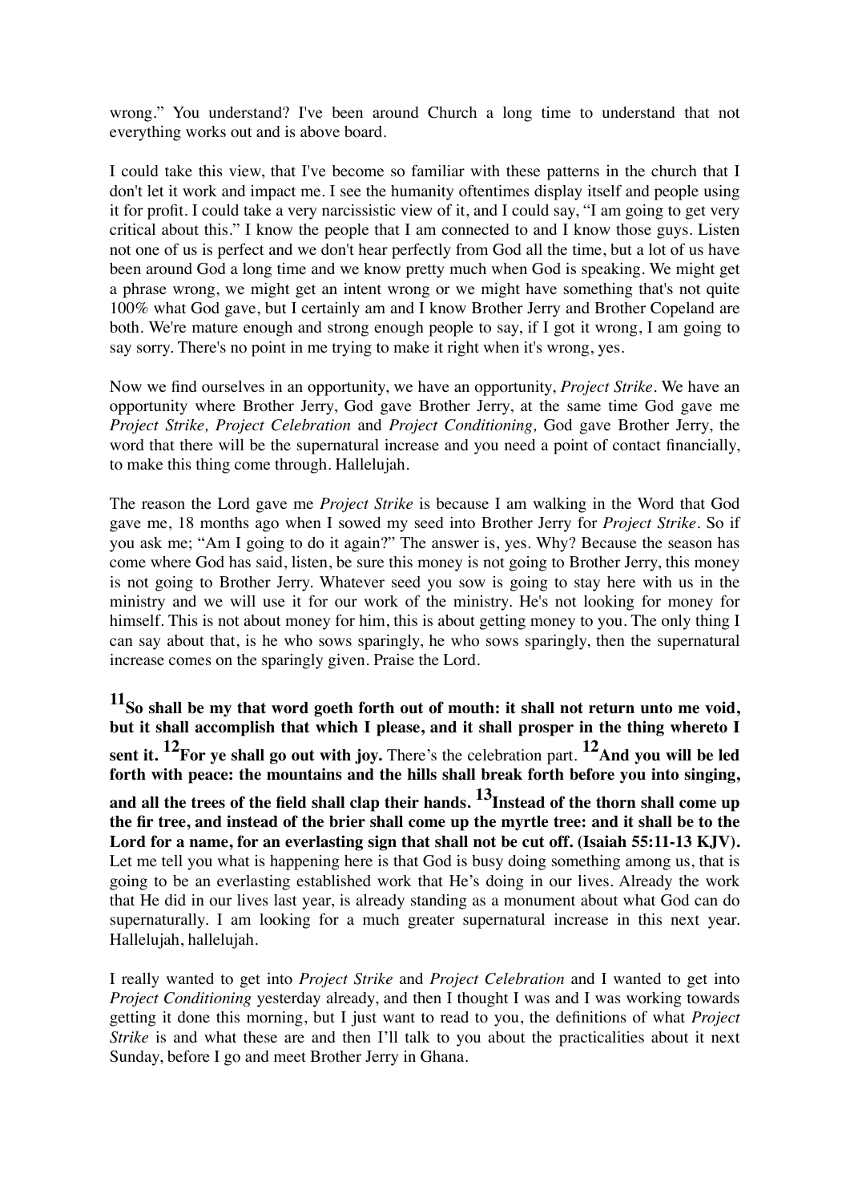wrong." You understand? I've been around Church a long time to understand that not everything works out and is above board.

I could take this view, that I've become so familiar with these patterns in the church that I don't let it work and impact me. I see the humanity oftentimes display itself and people using it for profit. I could take a very narcissistic view of it, and I could say, "I am going to get very critical about this." I know the people that I am connected to and I know those guys. Listen not one of us is perfect and we don't hear perfectly from God all the time, but a lot of us have been around God a long time and we know pretty much when God is speaking. We might get a phrase wrong, we might get an intent wrong or we might have something that's not quite 100% what God gave, but I certainly am and I know Brother Jerry and Brother Copeland are both. We're mature enough and strong enough people to say, if I got it wrong, I am going to say sorry. There's no point in me trying to make it right when it's wrong, yes.

Now we find ourselves in an opportunity, we have an opportunity, *Project Strike*. We have an opportunity where Brother Jerry, God gave Brother Jerry, at the same time God gave me *Project Strike, Project Celebration* and *Project Conditioning,* God gave Brother Jerry, the word that there will be the supernatural increase and you need a point of contact financially, to make this thing come through. Hallelujah.

The reason the Lord gave me *Project Strike* is because I am walking in the Word that God gave me, 18 months ago when I sowed my seed into Brother Jerry for *Project Strike*. So if you ask me; "Am I going to do it again?" The answer is, yes. Why? Because the season has come where God has said, listen, be sure this money is not going to Brother Jerry, this money is not going to Brother Jerry. Whatever seed you sow is going to stay here with us in the ministry and we will use it for our work of the ministry. He's not looking for money for himself. This is not about money for him, this is about getting money to you. The only thing I can say about that, is he who sows sparingly, he who sows sparingly, then the supernatural increase comes on the sparingly given. Praise the Lord.

**11So shall be my that word goeth forth out of mouth: it shall not return unto me void, but it shall accomplish that which I please, and it shall prosper in the thing whereto I sent it. 12For ye shall go out with joy.** There's the celebration part. **12And you will be led forth with peace: the mountains and the hills shall break forth before you into singing, and all the trees of the field shall clap their hands. 13Instead of the thorn shall come up the fir tree, and instead of the brier shall come up the myrtle tree: and it shall be to the Lord for a name, for an everlasting sign that shall not be cut off. (Isaiah 55:11-13 KJV).** Let me tell you what is happening here is that God is busy doing something among us, that is going to be an everlasting established work that He's doing in our lives. Already the work that He did in our lives last year, is already standing as a monument about what God can do supernaturally. I am looking for a much greater supernatural increase in this next year. Hallelujah, hallelujah.

I really wanted to get into *Project Strike* and *Project Celebration* and I wanted to get into *Project Conditioning* yesterday already, and then I thought I was and I was working towards getting it done this morning, but I just want to read to you, the definitions of what *Project Strike* is and what these are and then I'll talk to you about the practicalities about it next Sunday, before I go and meet Brother Jerry in Ghana.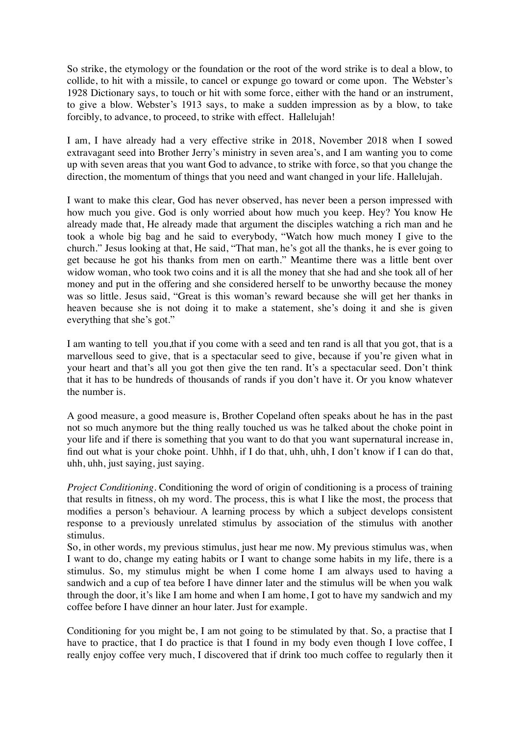So strike, the etymology or the foundation or the root of the word strike is to deal a blow, to collide, to hit with a missile, to cancel or expunge go toward or come upon. The Webster's 1928 Dictionary says, to touch or hit with some force, either with the hand or an instrument, to give a blow. Webster's 1913 says, to make a sudden impression as by a blow, to take forcibly, to advance, to proceed, to strike with effect. Hallelujah!

I am, I have already had a very effective strike in 2018, November 2018 when I sowed extravagant seed into Brother Jerry's ministry in seven area's, and I am wanting you to come up with seven areas that you want God to advance, to strike with force, so that you change the direction, the momentum of things that you need and want changed in your life. Hallelujah.

I want to make this clear, God has never observed, has never been a person impressed with how much you give. God is only worried about how much you keep. Hey? You know He already made that, He already made that argument the disciples watching a rich man and he took a whole big bag and he said to everybody, "Watch how much money I give to the church." Jesus looking at that, He said, "That man, he's got all the thanks, he is ever going to get because he got his thanks from men on earth." Meantime there was a little bent over widow woman, who took two coins and it is all the money that she had and she took all of her money and put in the offering and she considered herself to be unworthy because the money was so little. Jesus said, "Great is this woman's reward because she will get her thanks in heaven because she is not doing it to make a statement, she's doing it and she is given everything that she's got."

I am wanting to tell you,that if you come with a seed and ten rand is all that you got, that is a marvellous seed to give, that is a spectacular seed to give, because if you're given what in your heart and that's all you got then give the ten rand. It's a spectacular seed. Don't think that it has to be hundreds of thousands of rands if you don't have it. Or you know whatever the number is.

A good measure, a good measure is, Brother Copeland often speaks about he has in the past not so much anymore but the thing really touched us was he talked about the choke point in your life and if there is something that you want to do that you want supernatural increase in, find out what is your choke point. Uhhh, if I do that, uhh, uhh, I don't know if I can do that, uhh, uhh, just saying, just saying.

*Project Conditioning*. Conditioning the word of origin of conditioning is a process of training that results in fitness, oh my word. The process, this is what I like the most, the process that modifies a person's behaviour. A learning process by which a subject develops consistent response to a previously unrelated stimulus by association of the stimulus with another stimulus.

So, in other words, my previous stimulus, just hear me now. My previous stimulus was, when I want to do, change my eating habits or I want to change some habits in my life, there is a stimulus. So, my stimulus might be when I come home I am always used to having a sandwich and a cup of tea before I have dinner later and the stimulus will be when you walk through the door, it's like I am home and when I am home, I got to have my sandwich and my coffee before I have dinner an hour later. Just for example.

Conditioning for you might be, I am not going to be stimulated by that. So, a practise that I have to practice, that I do practice is that I found in my body even though I love coffee, I really enjoy coffee very much, I discovered that if drink too much coffee to regularly then it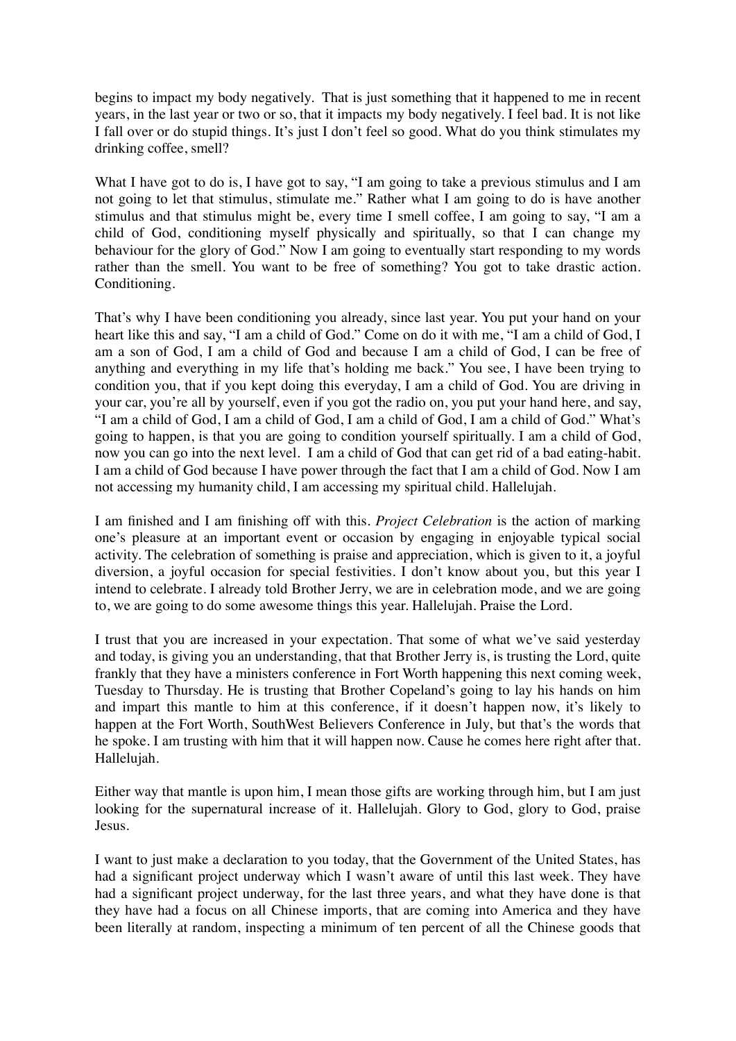begins to impact my body negatively. That is just something that it happened to me in recent years, in the last year or two or so, that it impacts my body negatively. I feel bad. It is not like I fall over or do stupid things. It's just I don't feel so good. What do you think stimulates my drinking coffee, smell?

What I have got to do is, I have got to say, "I am going to take a previous stimulus and I am not going to let that stimulus, stimulate me." Rather what I am going to do is have another stimulus and that stimulus might be, every time I smell coffee, I am going to say, "I am a child of God, conditioning myself physically and spiritually, so that I can change my behaviour for the glory of God." Now I am going to eventually start responding to my words rather than the smell. You want to be free of something? You got to take drastic action. Conditioning.

That's why I have been conditioning you already, since last year. You put your hand on your heart like this and say, "I am a child of God." Come on do it with me, "I am a child of God, I am a son of God, I am a child of God and because I am a child of God, I can be free of anything and everything in my life that's holding me back." You see, I have been trying to condition you, that if you kept doing this everyday, I am a child of God. You are driving in your car, you're all by yourself, even if you got the radio on, you put your hand here, and say, "I am a child of God, I am a child of God, I am a child of God, I am a child of God." What's going to happen, is that you are going to condition yourself spiritually. I am a child of God, now you can go into the next level. I am a child of God that can get rid of a bad eating-habit. I am a child of God because I have power through the fact that I am a child of God. Now I am not accessing my humanity child, I am accessing my spiritual child. Hallelujah.

I am finished and I am finishing off with this. *Project Celebration* is the action of marking one's pleasure at an important event or occasion by engaging in enjoyable typical social activity. The celebration of something is praise and appreciation, which is given to it, a joyful diversion, a joyful occasion for special festivities. I don't know about you, but this year I intend to celebrate. I already told Brother Jerry, we are in celebration mode, and we are going to, we are going to do some awesome things this year. Hallelujah. Praise the Lord.

I trust that you are increased in your expectation. That some of what we've said yesterday and today, is giving you an understanding, that that Brother Jerry is, is trusting the Lord, quite frankly that they have a ministers conference in Fort Worth happening this next coming week, Tuesday to Thursday. He is trusting that Brother Copeland's going to lay his hands on him and impart this mantle to him at this conference, if it doesn't happen now, it's likely to happen at the Fort Worth, SouthWest Believers Conference in July, but that's the words that he spoke. I am trusting with him that it will happen now. Cause he comes here right after that. Hallelujah.

Either way that mantle is upon him, I mean those gifts are working through him, but I am just looking for the supernatural increase of it. Hallelujah. Glory to God, glory to God, praise Jesus.

I want to just make a declaration to you today, that the Government of the United States, has had a significant project underway which I wasn't aware of until this last week. They have had a significant project underway, for the last three years, and what they have done is that they have had a focus on all Chinese imports, that are coming into America and they have been literally at random, inspecting a minimum of ten percent of all the Chinese goods that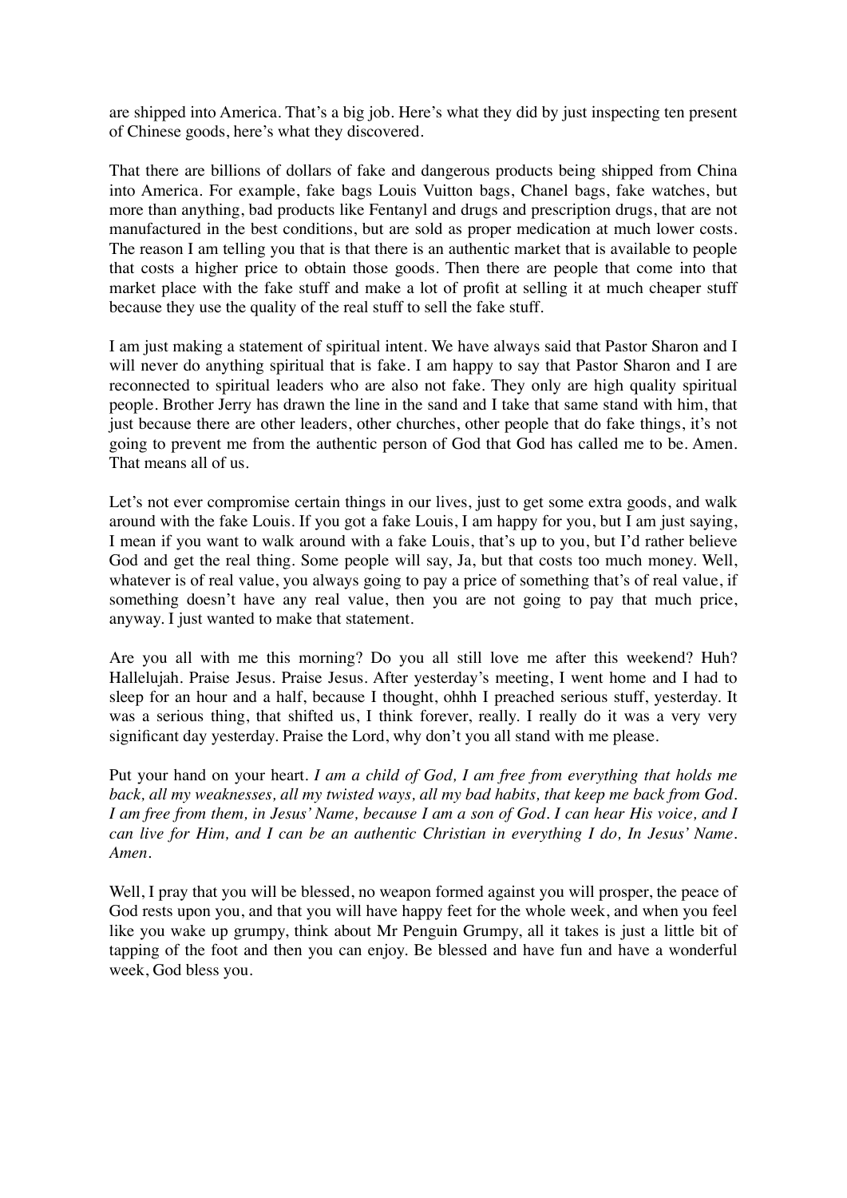are shipped into America. That's a big job. Here's what they did by just inspecting ten present of Chinese goods, here's what they discovered.

That there are billions of dollars of fake and dangerous products being shipped from China into America. For example, fake bags Louis Vuitton bags, Chanel bags, fake watches, but more than anything, bad products like Fentanyl and drugs and prescription drugs, that are not manufactured in the best conditions, but are sold as proper medication at much lower costs. The reason I am telling you that is that there is an authentic market that is available to people that costs a higher price to obtain those goods. Then there are people that come into that market place with the fake stuff and make a lot of profit at selling it at much cheaper stuff because they use the quality of the real stuff to sell the fake stuff.

I am just making a statement of spiritual intent. We have always said that Pastor Sharon and I will never do anything spiritual that is fake. I am happy to say that Pastor Sharon and I are reconnected to spiritual leaders who are also not fake. They only are high quality spiritual people. Brother Jerry has drawn the line in the sand and I take that same stand with him, that just because there are other leaders, other churches, other people that do fake things, it's not going to prevent me from the authentic person of God that God has called me to be. Amen. That means all of us.

Let's not ever compromise certain things in our lives, just to get some extra goods, and walk around with the fake Louis. If you got a fake Louis, I am happy for you, but I am just saying, I mean if you want to walk around with a fake Louis, that's up to you, but I'd rather believe God and get the real thing. Some people will say, Ja, but that costs too much money. Well, whatever is of real value, you always going to pay a price of something that's of real value, if something doesn't have any real value, then you are not going to pay that much price, anyway. I just wanted to make that statement.

Are you all with me this morning? Do you all still love me after this weekend? Huh? Hallelujah. Praise Jesus. Praise Jesus. After yesterday's meeting, I went home and I had to sleep for an hour and a half, because I thought, ohhh I preached serious stuff, yesterday. It was a serious thing, that shifted us, I think forever, really. I really do it was a very very significant day yesterday. Praise the Lord, why don't you all stand with me please.

Put your hand on your heart. *I am a child of God, I am free from everything that holds me back, all my weaknesses, all my twisted ways, all my bad habits, that keep me back from God. I am free from them, in Jesus' Name, because I am a son of God. I can hear His voice, and I can live for Him, and I can be an authentic Christian in everything I do, In Jesus' Name. Amen.*

Well, I pray that you will be blessed, no weapon formed against you will prosper, the peace of God rests upon you, and that you will have happy feet for the whole week, and when you feel like you wake up grumpy, think about Mr Penguin Grumpy, all it takes is just a little bit of tapping of the foot and then you can enjoy. Be blessed and have fun and have a wonderful week, God bless you.